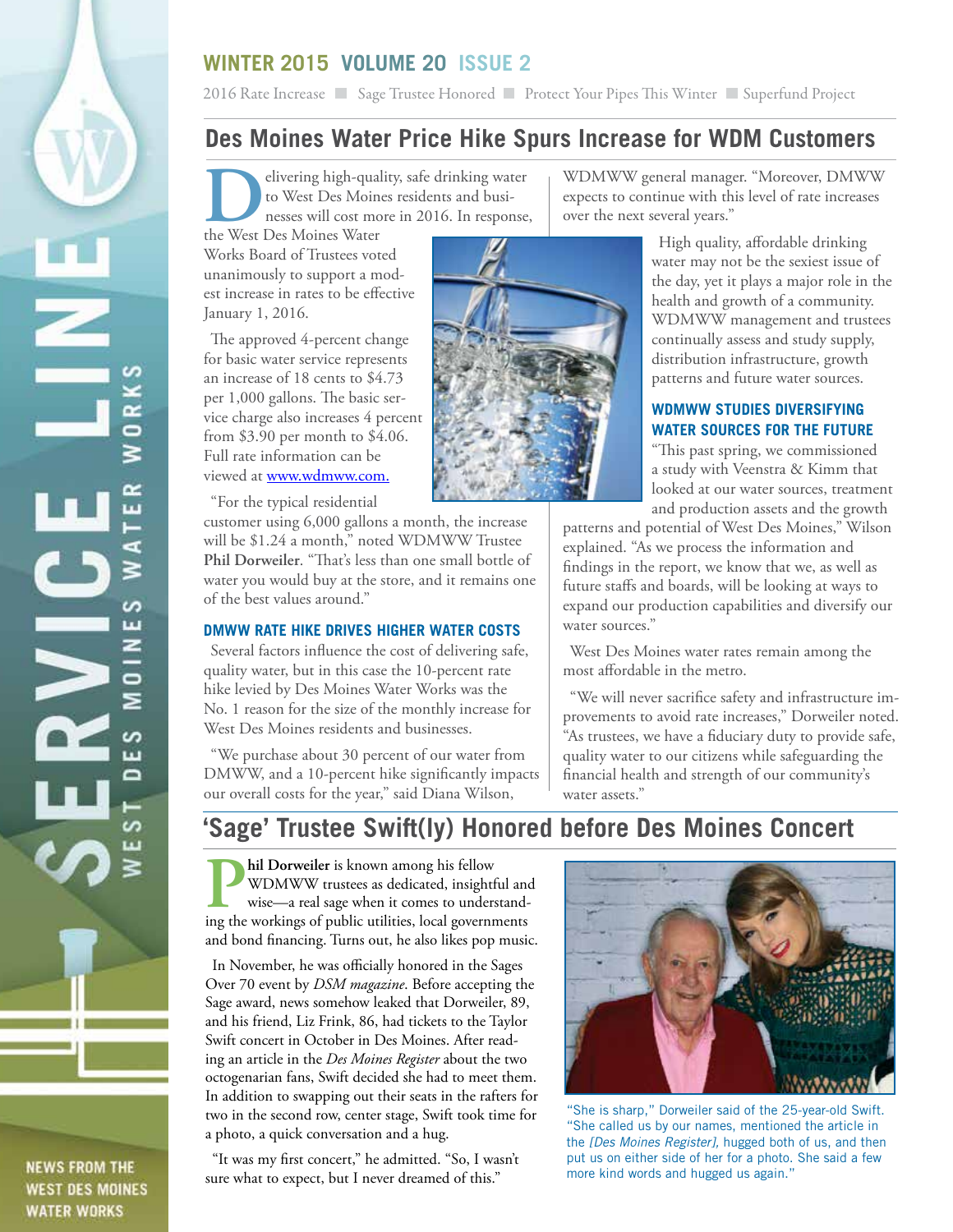# SERVICE LINE

WEST DES MOINES WATER WORKS

NEWS FROM THE WEST DES MOINES WATER WORKS

**WINTER 2015 VOLUME 20 ISSUE 2**

2016 Rate Increase ■ Sage Trustee Honored ■ Protect Your Pipes This Winter ■ Superfund Project

## Des Moines Water Price Hike Spurs Increase for WDM Customers

Delivering high-quality, safe drinking water to West Des Moines residents and businesses will cost more in 2016. In response, the West Des Moines Water Works Board of Trustees voted unanimously to support a modest increase in rates to be effective January 1, 2016.

The approved 4-percent change for basic water service represents an increase of 18 cents to $4.73 per 1,000 gallons. The basic service charge also increases 4 percent from $3.90 per month to $4.06. Full rate information can be viewed at www.wdmww.com.

"For the typical residential customer using 6,000 gallons a month, the increase will be $1.24 a month," noted WDMWW Trustee **Phil Dorweiler**. "That's less than one small bottle of water you would buy at the store, and it remains one of the best values around."

### DMWW RATE HIKE DRIVES HIGHER WATER COSTS

Several factors influence the cost of delivering safe, quality water, but in this case the 10-percent rate hike levied by Des Moines Water Works was the No. 1 reason for the size of the monthly increase for West Des Moines residents and businesses.

"We purchase about 30 percent of our water from DMWW, and a 10-percent hike significantly impacts our overall costs for the year," said Diana Wilson, WDMWW general manager. "Moreover, DMWW expects to continue with this level of rate increases over the next several years."

High quality, affordable drinking water may not be the sexiest issue of the day, yet it plays a major role in the health and growth of a community. WDMWW management and trustees continually assess and study supply, distribution infrastructure, growth patterns and future water sources.

### WDMWW STUDIES DIVERSIFYING WATER SOURCES FOR THE FUTURE

"This past spring, we commissioned a study with Veenstra & Kimm that looked at our water sources, treatment and production assets and the growth patterns and potential of West Des Moines," Wilson explained. "As we process the information and findings in the report, we know that we, as well as future staffs and boards, will be looking at ways to expand our production capabilities and diversify our water sources."

West Des Moines water rates remain among the most affordable in the metro.

"We will never sacrifice safety and infrastructure improvements to avoid rate increases," Dorweiler noted. "As trustees, we have a fiduciary duty to provide safe, quality water to our citizens while safeguarding the financial health and strength of our community's water assets."

## 'Sage' Trustee Swift(ly) Honored before Des Moines Concert

**Phil Dorweiler** is known among his fellow WDMWW trustees as dedicated, insightful and wise—a real sage when it comes to understanding the workings of public utilities, local governments and bond financing. Turns out, he also likes pop music.

In November, he was officially honored in the Sages Over 70 event by *DSM magazine*. Before accepting the Sage award, news somehow leaked that Dorweiler, 89, and his friend, Liz Frink, 86, had tickets to the Taylor Swift concert in October in Des Moines. After reading an article in the *Des Moines Register* about the two octogenarian fans, Swift decided she had to meet them. In addition to swapping out their seats in the rafters for two in the second row, center stage, Swift took time for a photo, a quick conversation and a hug.

"It was my first concert," he admitted. "So, I wasn't sure what to expect, but I never dreamed of this."

"She is sharp," Dorweiler said of the 25-year-old Swift. "She called us by our names, mentioned the article in the *[Des Moines Register]*, hugged both of us, and then put us on either side of her for a photo. She said a few more kind words and hugged us again."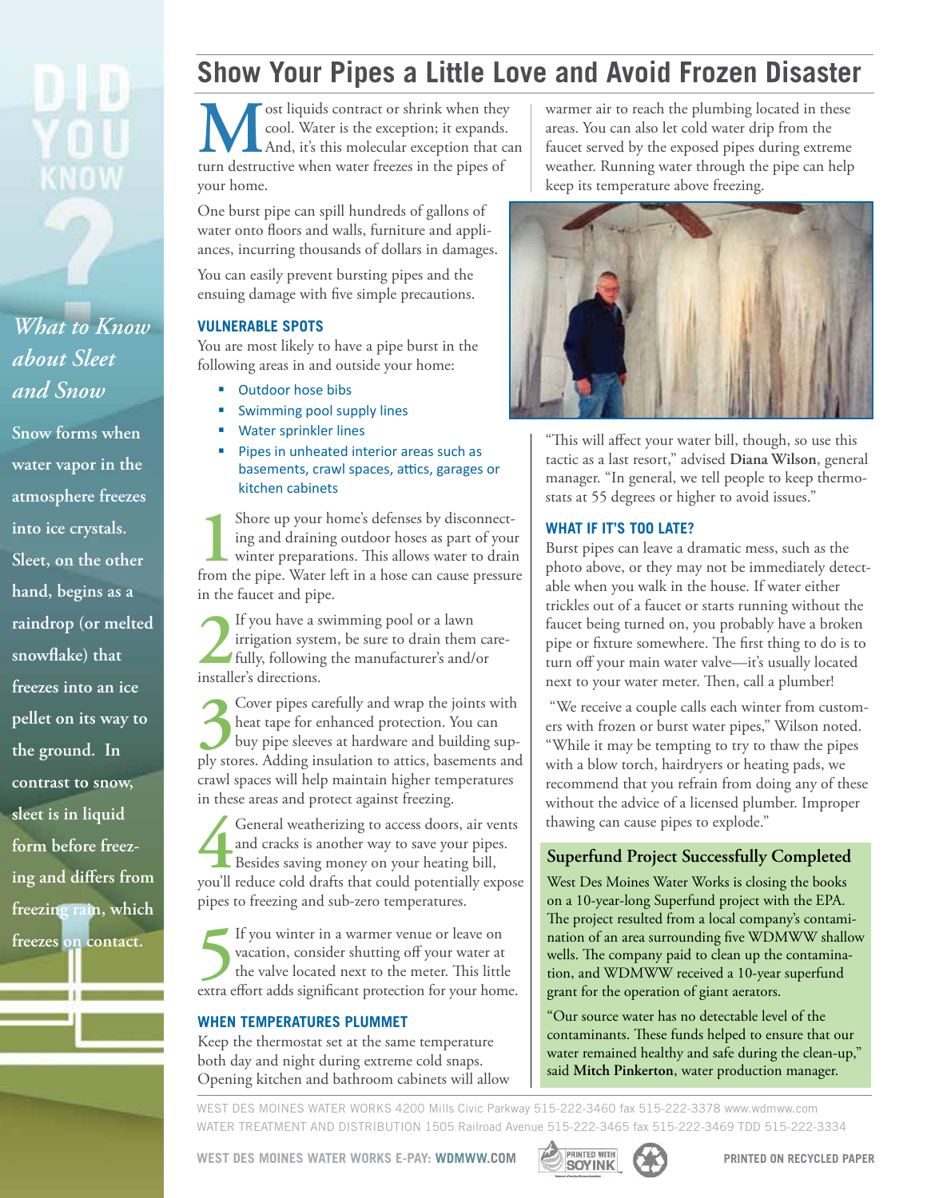# Show Your Pipes a Little Love and Avoid Frozen Disaster

Most liquids contract or shrink when they cool. Water is the exception; it expands. And, it's this molecular exception that can turn destructive when water freezes in the pipes of your home.

One burst pipe can spill hundreds of gallons of water onto floors and walls, furniture and appliances, incurring thousands of dollars in damages.

You can easily prevent bursting pipes and the ensuing damage with five simple precautions.

### VULNERABLE SPOTS

You are most likely to have a pipe burst in the following areas in and outside your home:

- Outdoor hose bibs
- Swimming pool supply lines
- Water sprinkler lines
- Pipes in unheated interior areas such as basements, crawl spaces, attics, garages or kitchen cabinets

**1** Shore up your home's defenses by disconnecting and draining outdoor hoses as part of your winter preparations. This allows water to drain from the pipe. Water left in a hose can cause pressure in the faucet and pipe.

**2** If you have a swimming pool or a lawn irrigation system, be sure to drain them carefully, following the manufacturer's and/or installer's directions.

**3** Cover pipes carefully and wrap the joints with heat tape for enhanced protection. You can buy pipe sleeves at hardware and building supply stores. Adding insulation to attics, basements and crawl spaces will help maintain higher temperatures in these areas and protect against freezing.

**4** General weatherizing to access doors, air vents and cracks is another way to save your pipes. Besides saving money on your heating bill, you'll reduce cold drafts that could potentially expose pipes to freezing and sub-zero temperatures.

**5** If you winter in a warmer venue or leave on vacation, consider shutting off your water at the valve located next to the meter. This little extra effort adds significant protection for your home.

### WHEN TEMPERATURES PLUMMET

Keep the thermostat set at the same temperature both day and night during extreme cold snaps. Opening kitchen and bathroom cabinets will allow warmer air to reach the plumbing located in these areas. You can also let cold water drip from the faucet served by the exposed pipes during extreme weather. Running water through the pipe can help keep its temperature above freezing.

"This will affect your water bill, though, so use this tactic as a last resort," advised **Diana Wilson**, general manager. "In general, we tell people to keep thermostats at 55 degrees or higher to avoid issues."

### WHAT IF IT'S TOO LATE?

Burst pipes can leave a dramatic mess, such as the photo above, or they may not be immediately detectable when you walk in the house. If water either trickles out of a faucet or starts running without the faucet being turned on, you probably have a broken pipe or fixture somewhere. The first thing to do is to turn off your main water valve—it's usually located next to your water meter. Then, call a plumber!

"We receive a couple calls each winter from customers with frozen or burst water pipes," Wilson noted. "While it may be tempting to try to thaw the pipes with a blow torch, hairdryers or heating pads, we recommend that you refrain from doing any of these without the advice of a licensed plumber. Improper thawing can cause pipes to explode."

## Superfund Project Successfully Completed

West Des Moines Water Works is closing the books on a 10-year-long Superfund project with the EPA. The project resulted from a local company's contamination of an area surrounding five WDMWW shallow wells. The company paid to clean up the contamination, and WDMWW received a 10-year superfund grant for the operation of giant aerators.

"Our source water has no detectable level of the contaminants. These funds helped to ensure that our water remained healthy and safe during the clean-up," said **Mitch Pinkerton**, water production manager.

## DID YOU KNOW?

*What to Know about Sleet and Snow*

Snow forms when water vapor in the atmosphere freezes into ice crystals. Sleet, on the other hand, begins as a raindrop (or melted snowflake) that freezes into an ice pellet on its way to the ground. In contrast to snow, sleet is in liquid form before freezing and differs from freezing rain, which freezes on contact.

WEST DES MOINES WATER WORKS 4200 Mills Civic Parkway 515-222-3460 fax 515-222-3378 www.wdmww.com
WATER TREATMENT AND DISTRIBUTION 1505 Railroad Avenue 515-222-3465 fax 515-222-3469 TDD 515-222-3334

WEST DES MOINES WATER WORKS E-PAY: WDMWW.COM

PRINTED WITH SOYINK

PRINTED ON RECYCLED PAPER